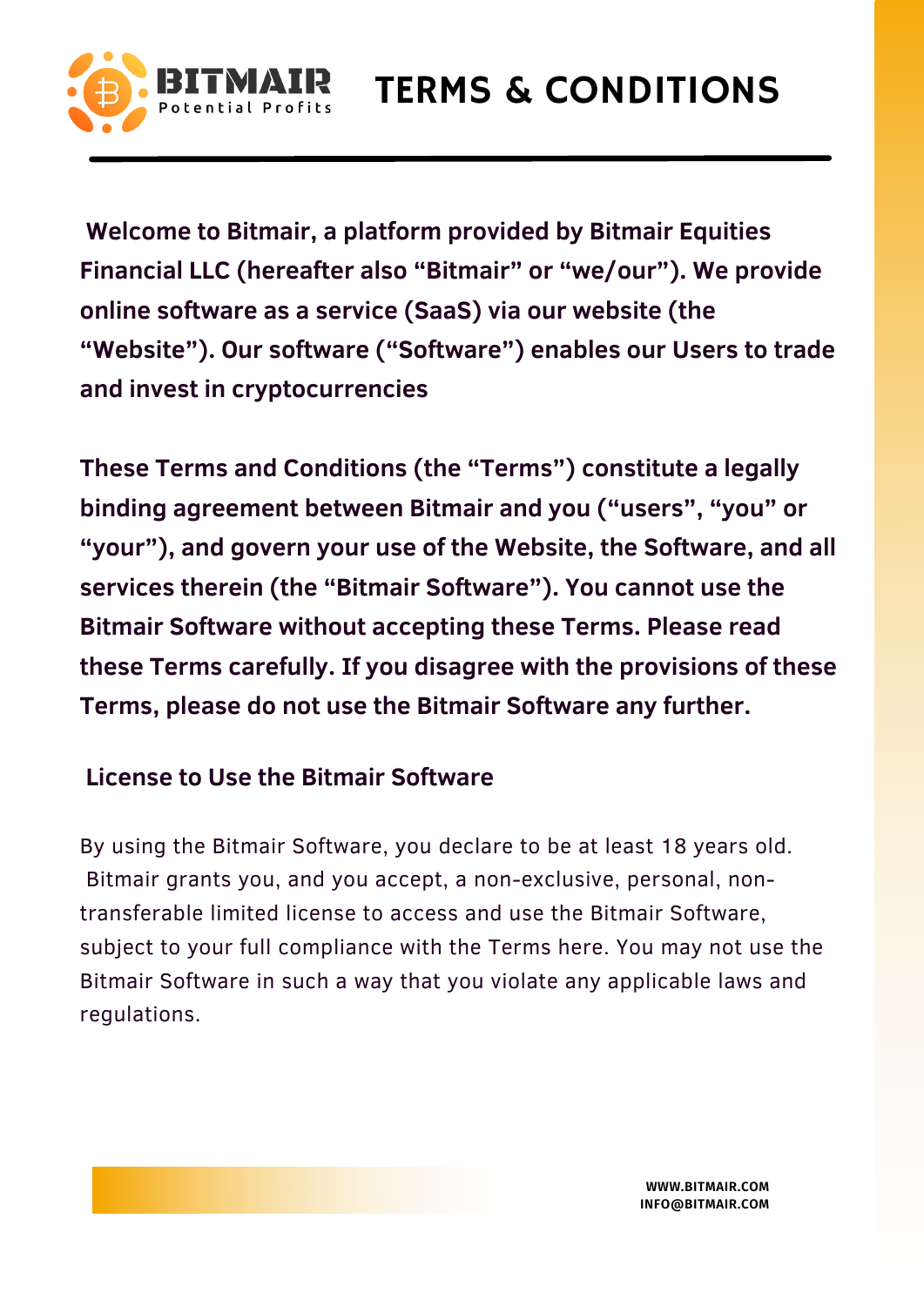# TERMS & CONDITIONS

**Welcome to Bitmair, a platform provided by Bitmair Equities Financial LLC (hereafter also "Bitmair" or "we/our"). We provide online software as a service (SaaS) via our website (the "Website"). Our software ("Software") enables our Users to trade and invest in cryptocurrencies**

**These Terms and Conditions (the "Terms") constitute a legally binding agreement between Bitmair and you ("users", "you" or "your"), and govern your use of the Website, the Software, and all services therein (the "Bitmair Software"). You cannot use the Bitmair Software without accepting these Terms. Please read these Terms carefully. If you disagree with the provisions of these Terms, please do not use the Bitmair Software any further.**

## License to Use the Bitmair Software

By using the Bitmair Software, you declare to be at least 18 years old. Bitmair grants you, and you accept, a non-exclusive, personal, non-transferable limited license to access and use the Bitmair Software, subject to your full compliance with the Terms here. You may not use the Bitmair Software in such a way that you violate any applicable laws and regulations.

WWW.BITMAIR.COM
INFO@BITMAIR.COM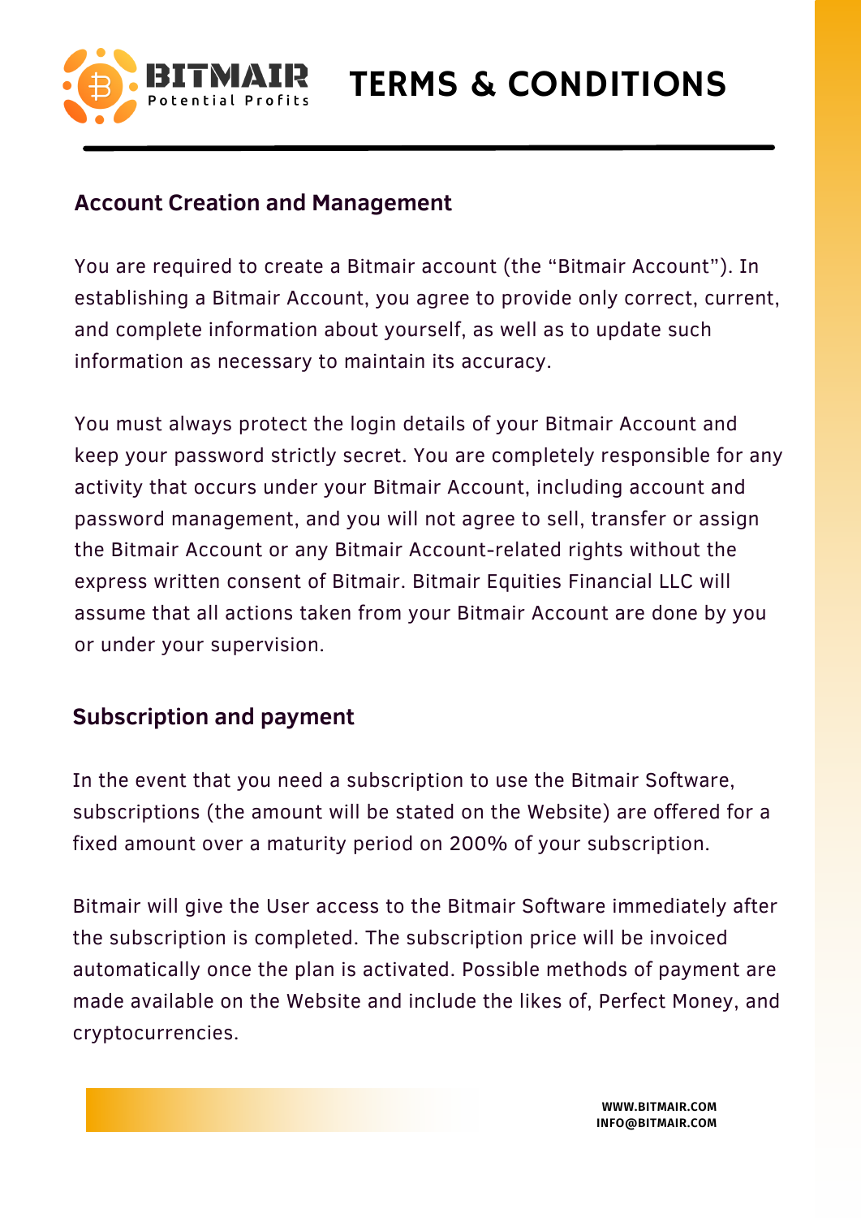# TERMS & CONDITIONS

## Account Creation and Management

You are required to create a Bitmair account (the "Bitmair Account"). In establishing a Bitmair Account, you agree to provide only correct, current, and complete information about yourself, as well as to update such information as necessary to maintain its accuracy.

You must always protect the login details of your Bitmair Account and keep your password strictly secret. You are completely responsible for any activity that occurs under your Bitmair Account, including account and password management, and you will not agree to sell, transfer or assign the Bitmair Account or any Bitmair Account-related rights without the express written consent of Bitmair. Bitmair Equities Financial LLC will assume that all actions taken from your Bitmair Account are done by you or under your supervision.

## Subscription and payment

In the event that you need a subscription to use the Bitmair Software, subscriptions (the amount will be stated on the Website) are offered for a fixed amount over a maturity period on 200% of your subscription.

Bitmair will give the User access to the Bitmair Software immediately after the subscription is completed. The subscription price will be invoiced automatically once the plan is activated. Possible methods of payment are made available on the Website and include the likes of, Perfect Money, and cryptocurrencies.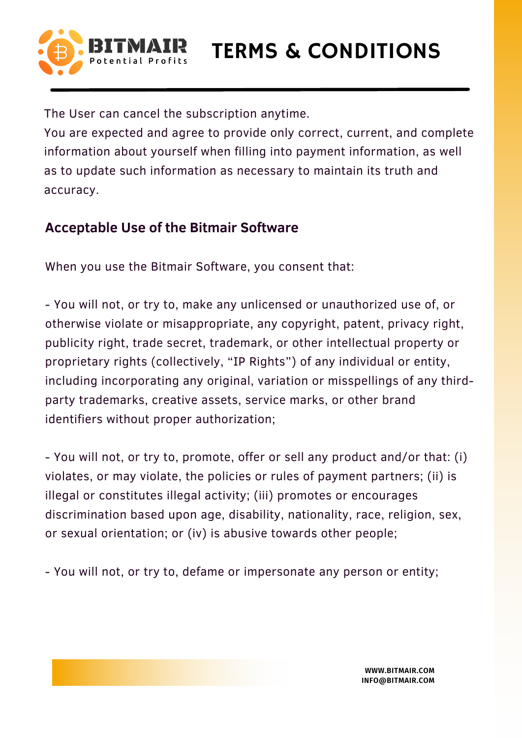The User can cancel the subscription anytime.
You are expected and agree to provide only correct, current, and complete information about yourself when filling into payment information, as well as to update such information as necessary to maintain its truth and accuracy.

## Acceptable Use of the Bitmair Software

When you use the Bitmair Software, you consent that:

- You will not, or try to, make any unlicensed or unauthorized use of, or otherwise violate or misappropriate, any copyright, patent, privacy right, publicity right, trade secret, trademark, or other intellectual property or proprietary rights (collectively, “IP Rights”) of any individual or entity, including incorporating any original, variation or misspellings of any third-party trademarks, creative assets, service marks, or other brand identifiers without proper authorization;

- You will not, or try to, promote, offer or sell any product and/or that: (i) violates, or may violate, the policies or rules of payment partners; (ii) is illegal or constitutes illegal activity; (iii) promotes or encourages discrimination based upon age, disability, nationality, race, religion, sex, or sexual orientation; or (iv) is abusive towards other people;

- You will not, or try to, defame or impersonate any person or entity;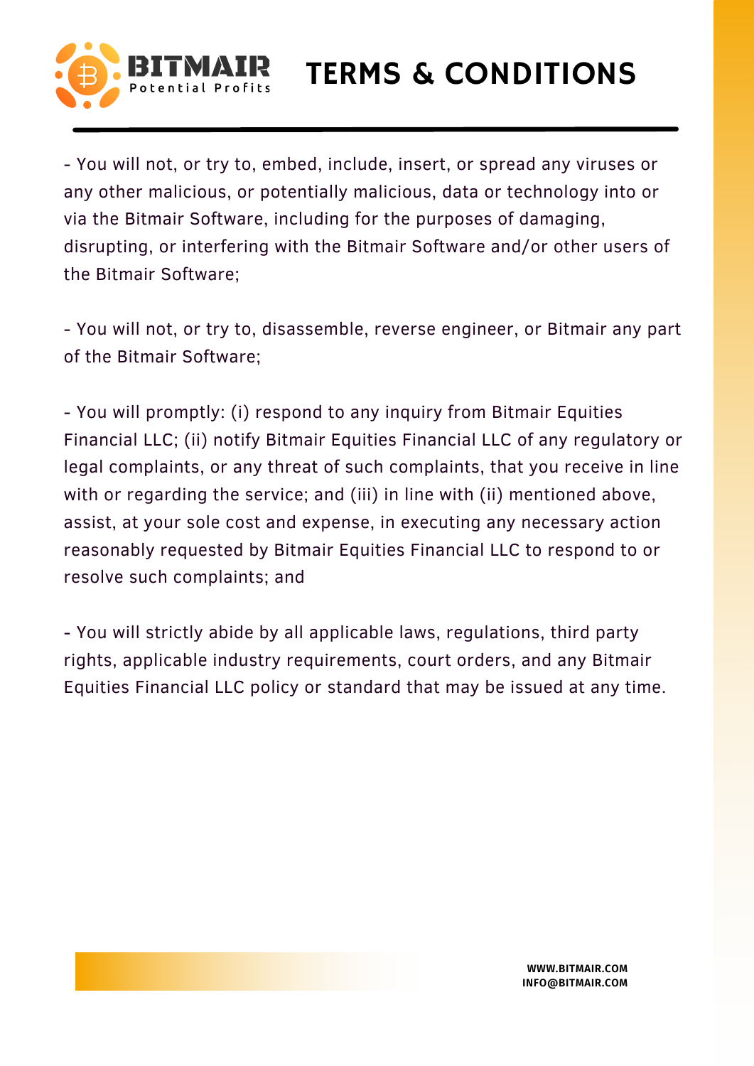# TERMS & CONDITIONS

- You will not, or try to, embed, include, insert, or spread any viruses or any other malicious, or potentially malicious, data or technology into or via the Bitmair Software, including for the purposes of damaging, disrupting, or interfering with the Bitmair Software and/or other users of the Bitmair Software;

- You will not, or try to, disassemble, reverse engineer, or Bitmair any part of the Bitmair Software;

- You will promptly: (i) respond to any inquiry from Bitmair Equities Financial LLC; (ii) notify Bitmair Equities Financial LLC of any regulatory or legal complaints, or any threat of such complaints, that you receive in line with or regarding the service; and (iii) in line with (ii) mentioned above, assist, at your sole cost and expense, in executing any necessary action reasonably requested by Bitmair Equities Financial LLC to respond to or resolve such complaints; and

- You will strictly abide by all applicable laws, regulations, third party rights, applicable industry requirements, court orders, and any Bitmair Equities Financial LLC policy or standard that may be issued at any time.